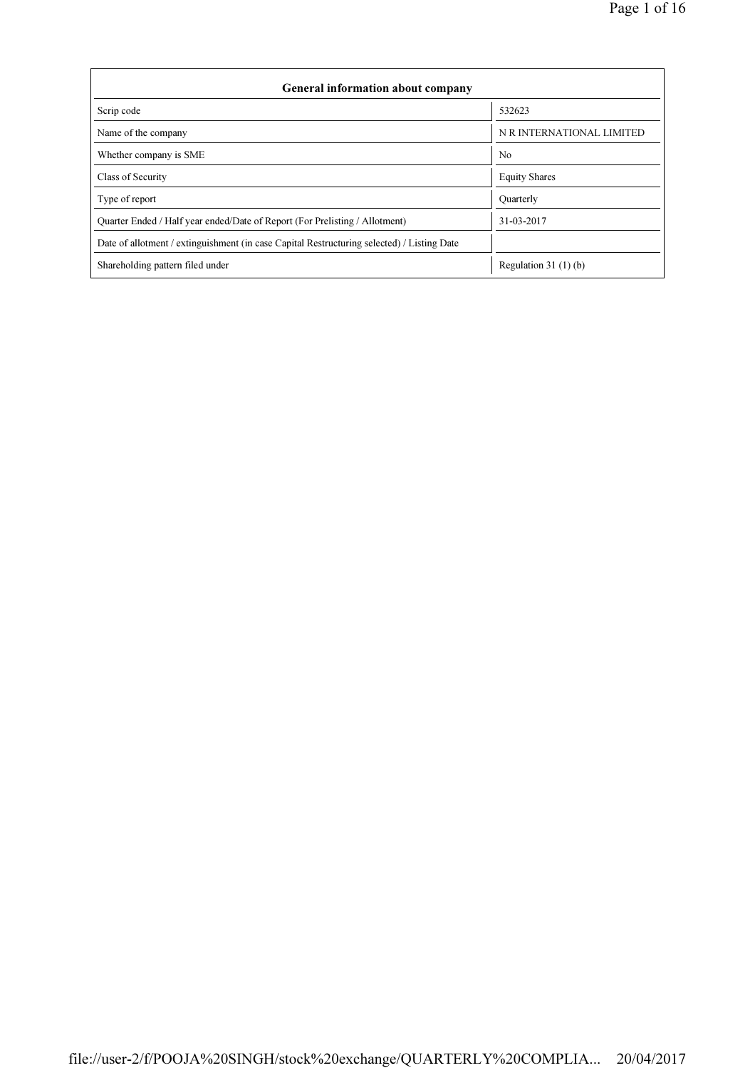| General information about company | |
|---|---|
| Scrip code | 532623 |
| Name of the company | N R INTERNATIONAL LIMITED |
| Whether company is SME | No |
| Class of Security | Equity Shares |
| Type of report | Quarterly |
| Quarter Ended / Half year ended/Date of Report (For Prelisting / Allotment) | 31-03-2017 |
| Date of allotment / extinguishment (in case Capital Restructuring selected) / Listing Date | |
| Shareholding pattern filed under | Regulation 31 (1) (b) |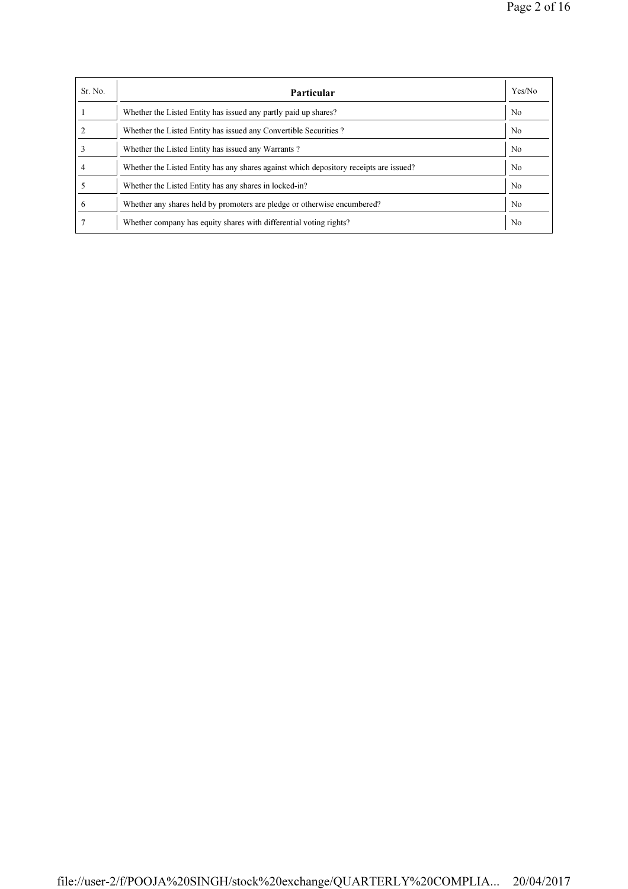| Sr. No. | Particular | Yes/No |
|---|---|---|
| 1 | Whether the Listed Entity has issued any partly paid up shares? | No |
| 2 | Whether the Listed Entity has issued any Convertible Securities ? | No |
| 3 | Whether the Listed Entity has issued any Warrants ? | No |
| 4 | Whether the Listed Entity has any shares against which depository receipts are issued? | No |
| 5 | Whether the Listed Entity has any shares in locked-in? | No |
| 6 | Whether any shares held by promoters are pledge or otherwise encumbered? | No |
| 7 | Whether company has equity shares with differential voting rights? | No |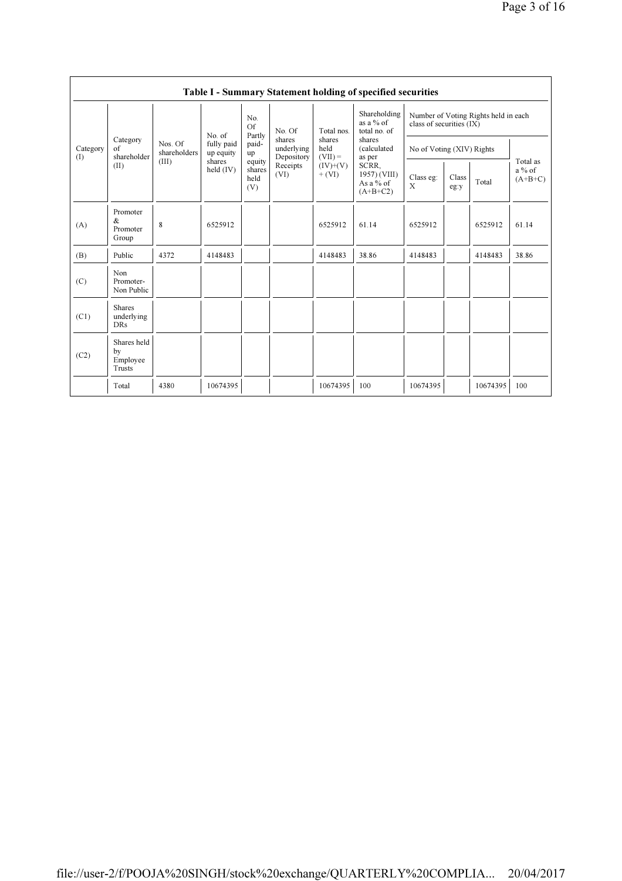## Table I - Summary Statement holding of specified securities

| Category (I) | Category of shareholder (II) | Nos. Of shareholders (III) | No. of fully paid up equity shares held (IV) | No. Of Partly paid-up equity shares held (V) | No. Of shares underlying Depository Receipts (VI) | Total nos. shares held (VII) = (IV)+(V)+ (VI) | Shareholding as a % of total no. of shares (calculated as per SCRR, 1957) (VIII) As a % of (A+B+C2) | Number of Voting Rights held in each class of securities (IX) | | | |
|---|---|---|---|---|---|---|---|---|---|---|---|
| | | | | | | | | No of Voting (XIV) Rights | | | Total as a % of (A+B+C) |
| | | | | | | | | Class eg: X | Class eg:y | Total | |
| (A) | Promoter & Promoter Group | 8 | 6525912 | | | 6525912 | 61.14 | 6525912 | | 6525912 | 61.14 |
| (B) | Public | 4372 | 4148483 | | | 4148483 | 38.86 | 4148483 | | 4148483 | 38.86 |
| (C) | Non Promoter- Non Public | | | | | | | | | | |
| (C1) | Shares underlying DRs | | | | | | | | | | |
| (C2) | Shares held by Employee Trusts | | | | | | | | | | |
| | Total | 4380 | 10674395 | | | 10674395 | 100 | 10674395 | | 10674395 | 100 |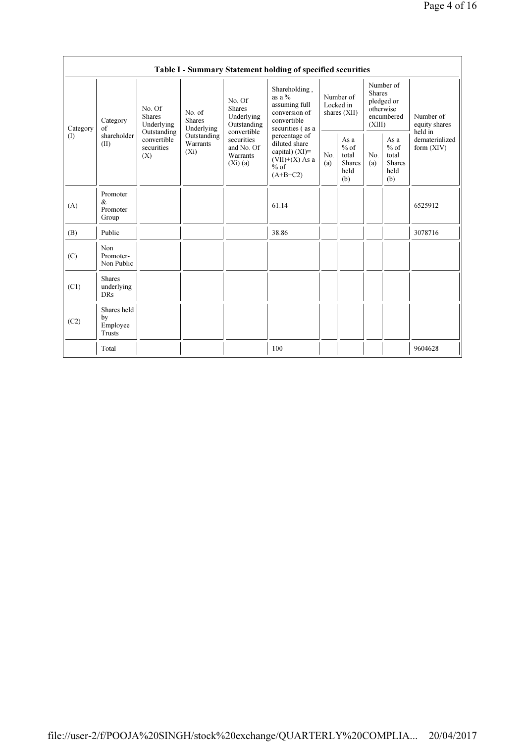## Table I - Summary Statement holding of specified securities

| Category (I) | Category of shareholder (II) | No. Of Shares Underlying Outstanding convertible securities (X) | No. of Shares Underlying Outstanding Warrants (Xi) | No. Of Shares Underlying Outstanding convertible securities and No. Of Warrants (Xi) (a) | Shareholding , as a % assuming full conversion of convertible securities ( as a percentage of diluted share capital) (XI)= (VII)+(X) As a % of (A+B+C2) | Number of Locked in shares (XII) | | Number of Shares pledged or otherwise encumbered (XIII) | | Number of equity shares held in dematerialized form (XIV) |
|---|---|---|---|---|---|---|---|---|---|---|
| | | | | | | No. (a) | As a % of total Shares held (b) | No. (a) | As a % of total Shares held (b) | |
| (A) | Promoter & Promoter Group | | | | 61.14 | | | | | 6525912 |
| (B) | Public | | | | 38.86 | | | | | 3078716 |
| (C) | Non Promoter- Non Public | | | | | | | | | |
| (C1) | Shares underlying DRs | | | | | | | | | |
| (C2) | Shares held by Employee Trusts | | | | | | | | | |
| | Total | | | | 100 | | | | | 9604628 |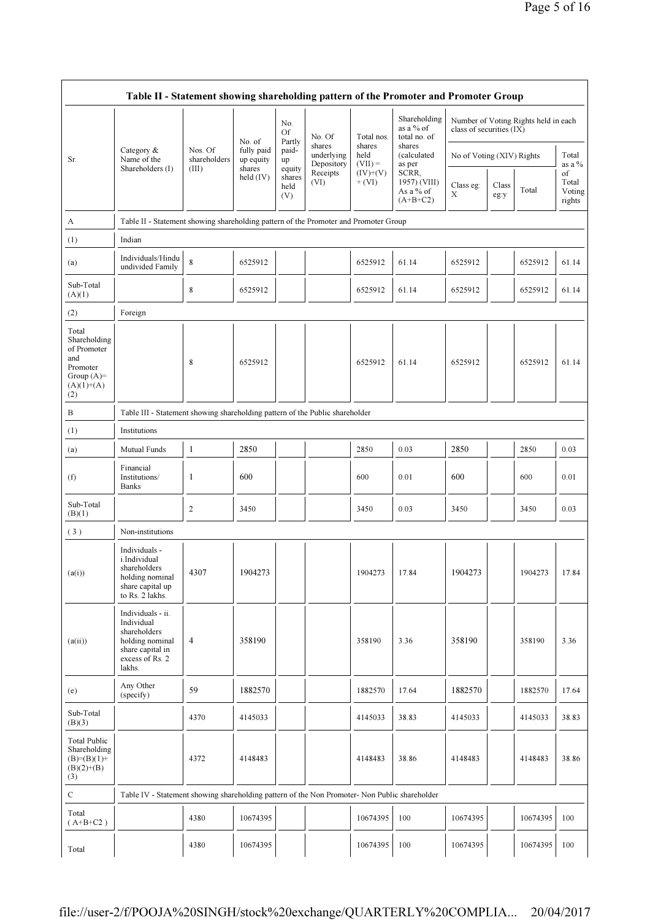| Table II - Statement showing shareholding pattern of the Promoter and Promoter Group | | | | | | | | | | | | |
|---|---|---|---|---|---|---|---|---|---|---|---|---|
| Sr. | Category & Name of the Shareholders (I) | Nos. Of shareholders (III) | No. of fully paid up equity shares held (IV) | No. Of Partly paid-up equity shares held (V) | No. Of shares underlying Depository Receipts (VI) | Total nos. shares held (VII) = (IV)+(V)+ (VI) | Shareholding as a % of total no. of shares (calculated as per SCRR, 1957) (VIII) As a % of (A+B+C2) | Number of Voting Rights held in each class of securities (IX) | | | |
| | | | | | | | | No of Voting (XIV) Rights | | | Total as a % of Total Voting rights |
| | | | | | | | | Class eg: X | Class eg:y | Total | |
| A | Table II - Statement showing shareholding pattern of the Promoter and Promoter Group | | | | | | | | | | |
| (1) | Indian | | | | | | | | | | |
| (a) | Individuals/Hindu undivided Family | 8 | 6525912 | | | 6525912 | 61.14 | 6525912 | | 6525912 | 61.14 |
| Sub-Total (A)(1) | | 8 | 6525912 | | | 6525912 | 61.14 | 6525912 | | 6525912 | 61.14 |
| (2) | Foreign | | | | | | | | | | |
| Total Shareholding of Promoter and Promoter Group (A)=(A)(1)+(A)(2) | | 8 | 6525912 | | | 6525912 | 61.14 | 6525912 | | 6525912 | 61.14 |
| B | Table III - Statement showing shareholding pattern of the Public shareholder | | | | | | | | | | |
| (1) | Institutions | | | | | | | | | | |
| (a) | Mutual Funds | 1 | 2850 | | | 2850 | 0.03 | 2850 | | 2850 | 0.03 |
| (f) | Financial Institutions/ Banks | 1 | 600 | | | 600 | 0.01 | 600 | | 600 | 0.01 |
| Sub-Total (B)(1) | | 2 | 3450 | | | 3450 | 0.03 | 3450 | | 3450 | 0.03 |
| ( 3 ) | Non-institutions | | | | | | | | | | |
| (a(i)) | Individuals - i.Individual shareholders holding nominal share capital up to Rs. 2 lakhs. | 4307 | 1904273 | | | 1904273 | 17.84 | 1904273 | | 1904273 | 17.84 |
| (a(ii)) | Individuals - ii. Individual shareholders holding nominal share capital in excess of Rs. 2 lakhs. | 4 | 358190 | | | 358190 | 3.36 | 358190 | | 358190 | 3.36 |
| (e) | Any Other (specify) | 59 | 1882570 | | | 1882570 | 17.64 | 1882570 | | 1882570 | 17.64 |
| Sub-Total (B)(3) | | 4370 | 4145033 | | | 4145033 | 38.83 | 4145033 | | 4145033 | 38.83 |
| Total Public Shareholding (B)=(B)(1)+(B)(2)+(B)(3) | | 4372 | 4148483 | | | 4148483 | 38.86 | 4148483 | | 4148483 | 38.86 |
| C | Table IV - Statement showing shareholding pattern of the Non Promoter- Non Public shareholder | | | | | | | | | | |
| Total ( A+B+C2 ) | | 4380 | 10674395 | | | 10674395 | 100 | 10674395 | | 10674395 | 100 |
| Total | | 4380 | 10674395 | | | 10674395 | 100 | 10674395 | | 10674395 | 100 |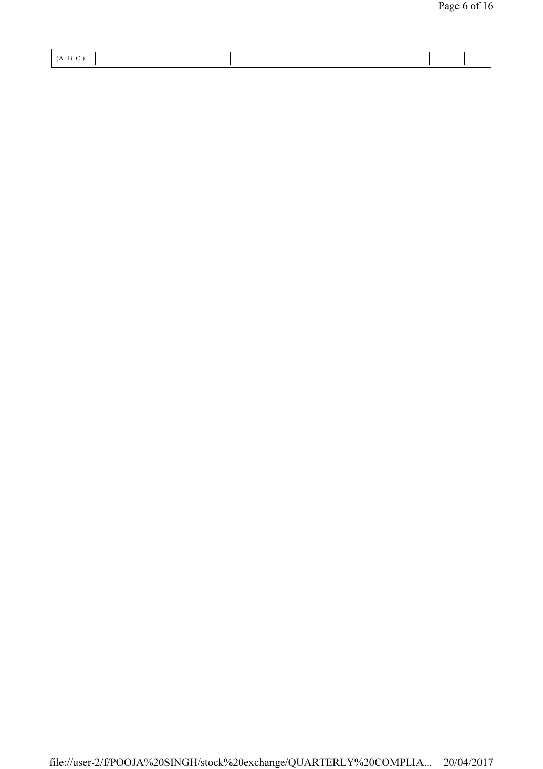| (A+B+C ) | | | | | | | | | | | | |
|---|---|---|---|---|---|---|---|---|---|---|---|---|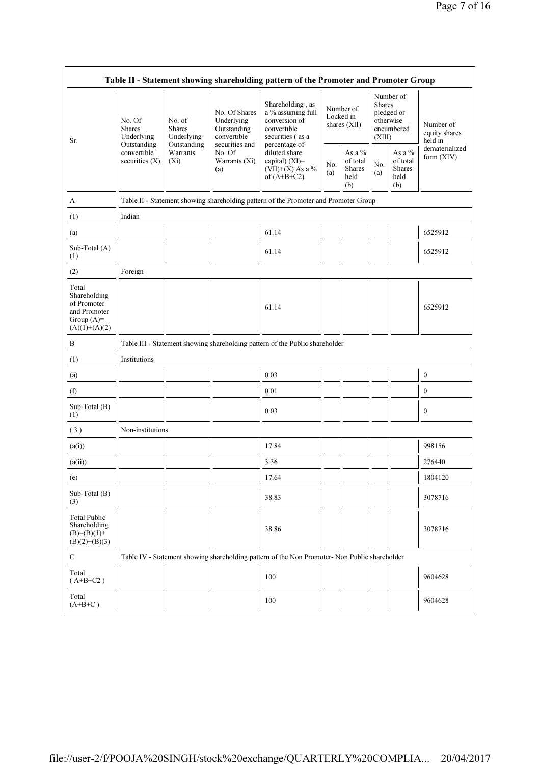| Table II - Statement showing shareholding pattern of the Promoter and Promoter Group | | | | | | | | | |
|---|---|---|---|---|---|---|---|---|---|
| Sr. | No. Of Shares Underlying Outstanding convertible securities (X) | No. of Shares Underlying Outstanding Warrants (Xi) | No. Of Shares Underlying Outstanding convertible securities and No. Of Warrants (Xi) (a) | Shareholding , as a % assuming full conversion of convertible securities ( as a percentage of diluted share capital) (XI)= (VII)+(X) As a % of (A+B+C2) | Number of Locked in shares (XII) | | Number of Shares pledged or otherwise encumbered (XIII) | | Number of equity shares held in dematerialized form (XIV) |
| | | | | | No. (a) | As a % of total Shares held (b) | No. (a) | As a % of total Shares held (b) | |
| A | Table II - Statement showing shareholding pattern of the Promoter and Promoter Group | | | | | | | | |
| (1) | Indian | | | | | | | | |
| (a) | | | | 61.14 | | | | | 6525912 |
| Sub-Total (A) (1) | | | | 61.14 | | | | | 6525912 |
| (2) | Foreign | | | | | | | | |
| Total Shareholding of Promoter and Promoter Group (A)= (A)(1)+(A)(2) | | | | 61.14 | | | | | 6525912 |
| B | Table III - Statement showing shareholding pattern of the Public shareholder | | | | | | | | |
| (1) | Institutions | | | | | | | | |
| (a) | | | | 0.03 | | | | | 0 |
| (f) | | | | 0.01 | | | | | 0 |
| Sub-Total (B) (1) | | | | 0.03 | | | | | 0 |
| ( 3 ) | Non-institutions | | | | | | | | |
| (a(i)) | | | | 17.84 | | | | | 998156 |
| (a(ii)) | | | | 3.36 | | | | | 276440 |
| (e) | | | | 17.64 | | | | | 1804120 |
| Sub-Total (B) (3) | | | | 38.83 | | | | | 3078716 |
| Total Public Shareholding (B)=(B)(1)+(B)(2)+(B)(3) | | | | 38.86 | | | | | 3078716 |
| C | Table IV - Statement showing shareholding pattern of the Non Promoter- Non Public shareholder | | | | | | | | |
| Total ( A+B+C2 ) | | | | 100 | | | | | 9604628 |
| Total (A+B+C ) | | | | 100 | | | | | 9604628 |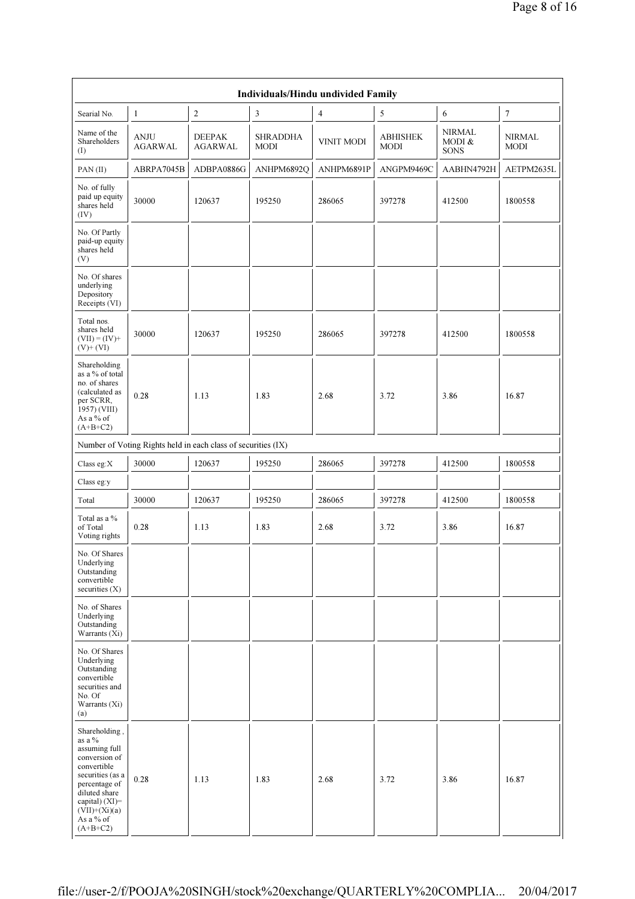| Individuals/Hindu undivided Family | | | | | | | |
|---|---|---|---|---|---|---|---|
| Searial No. | 1 | 2 | 3 | 4 | 5 | 6 | 7 |
| Name of the Shareholders (I) | ANJU AGARWAL | DEEPAK AGARWAL | SHRADDHA MODI | VINIT MODI | ABHISHEK MODI | NIRMAL MODI & SONS | NIRMAL MODI |
| PAN (II) | ABRPA7045B | ADBPA0886G | ANHPM6892Q | ANHPM6891P | ANGPM9469C | AABHN4792H | AETPM2635L |
| No. of fully paid up equity shares held (IV) | 30000 | 120637 | 195250 | 286065 | 397278 | 412500 | 1800558 |
| No. Of Partly paid-up equity shares held (V) | | | | | | | |
| No. Of shares underlying Depository Receipts (VI) | | | | | | | |
| Total nos. shares held (VII) = (IV)+ (V)+ (VI) | 30000 | 120637 | 195250 | 286065 | 397278 | 412500 | 1800558 |
| Shareholding as a % of total no. of shares (calculated as per SCRR, 1957) (VIII) As a % of (A+B+C2) | 0.28 | 1.13 | 1.83 | 2.68 | 3.72 | 3.86 | 16.87 |
| Number of Voting Rights held in each class of securities (IX) | | | | | | | |
| Class eg:X | 30000 | 120637 | 195250 | 286065 | 397278 | 412500 | 1800558 |
| Class eg:y | | | | | | | |
| Total | 30000 | 120637 | 195250 | 286065 | 397278 | 412500 | 1800558 |
| Total as a % of Total Voting rights | 0.28 | 1.13 | 1.83 | 2.68 | 3.72 | 3.86 | 16.87 |
| No. Of Shares Underlying Outstanding convertible securities (X) | | | | | | | |
| No. of Shares Underlying Outstanding Warrants (Xi) | | | | | | | |
| No. Of Shares Underlying Outstanding convertible securities and No. Of Warrants (Xi) (a) | | | | | | | |
| Shareholding , as a % assuming full conversion of convertible securities (as a percentage of diluted share capital) (XI)= (VII)+(Xi)(a) As a % of (A+B+C2) | 0.28 | 1.13 | 1.83 | 2.68 | 3.72 | 3.86 | 16.87 |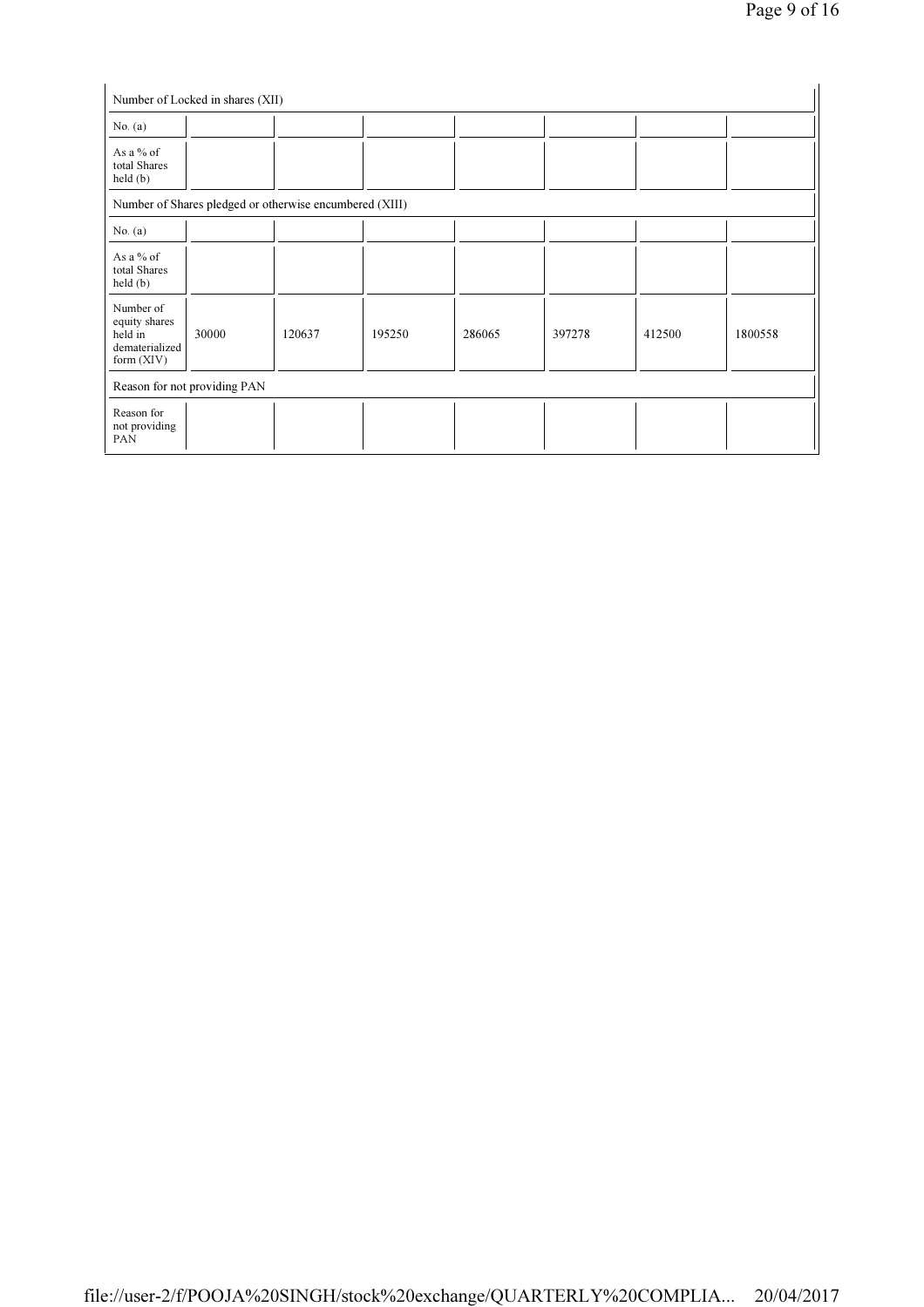| Number of Locked in shares (XII) | | | | | | | |
|---|---|---|---|---|---|---|---|
| No. (a) | | | | | | | |
| As a % of total Shares held (b) | | | | | | | |
| Number of Shares pledged or otherwise encumbered (XIII) | | | | | | | |
| No. (a) | | | | | | | |
| As a % of total Shares held (b) | | | | | | | |
| Number of equity shares held in dematerialized form (XIV) | 30000 | 120637 | 195250 | 286065 | 397278 | 412500 | 1800558 |
| Reason for not providing PAN | | | | | | | |
| Reason for not providing PAN | | | | | | | |

file://user-2/f/POOJA%20SINGH/stock%20exchange/QUARTERLY%20COMPLIA... 20/04/2017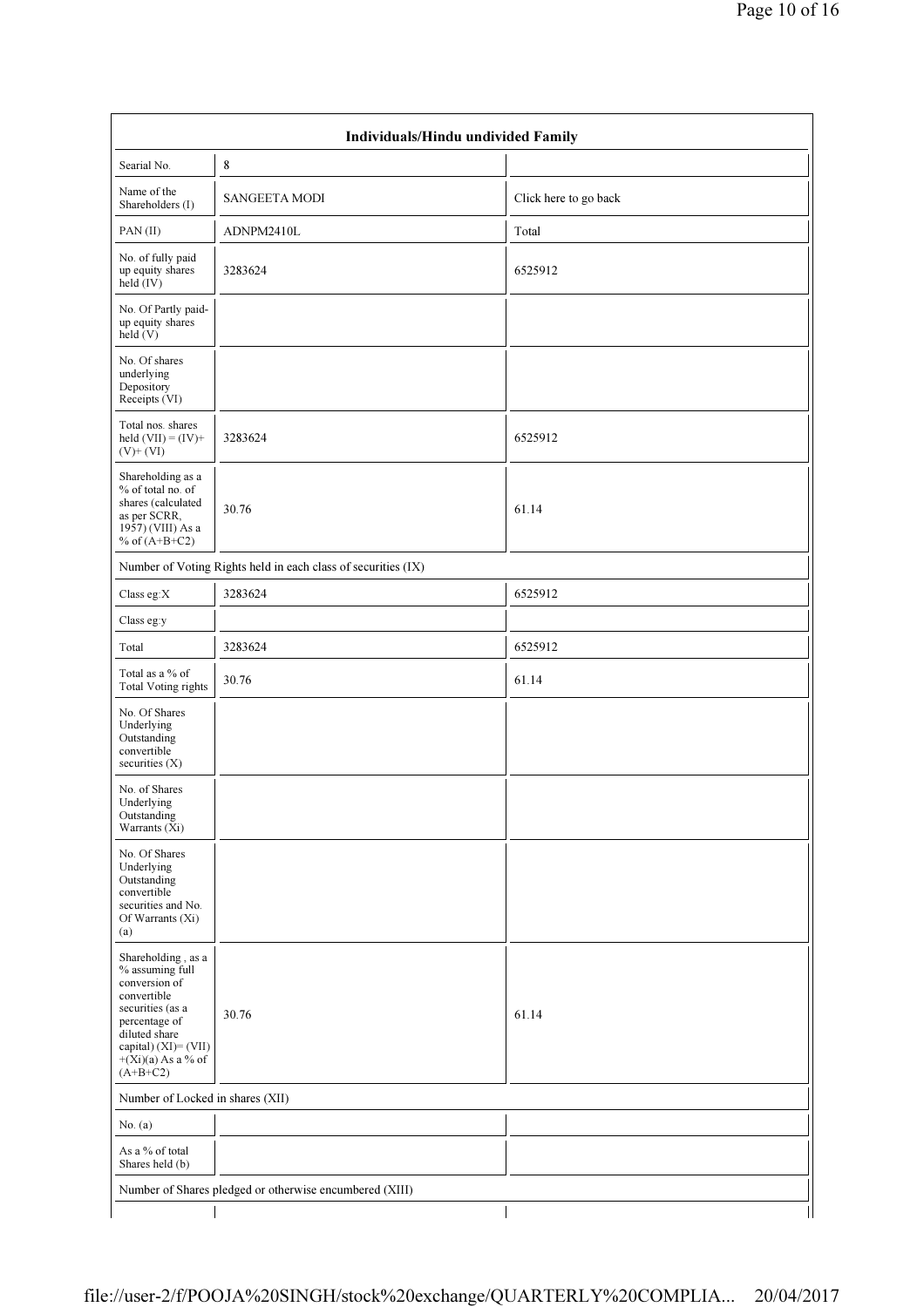| Individuals/Hindu undivided Family | | |
|---|---|---|
| Searial No. | 8 | |
| Name of the Shareholders (I) | SANGEETA MODI | Click here to go back |
| PAN (II) | ADNPM2410L | Total |
| No. of fully paid up equity shares held (IV) | 3283624 | 6525912 |
| No. Of Partly paid-up equity shares held (V) | | |
| No. Of shares underlying Depository Receipts (VI) | | |
| Total nos. shares held (VII) = (IV)+ (V)+ (VI) | 3283624 | 6525912 |
| Shareholding as a % of total no. of shares (calculated as per SCRR, 1957) (VIII) As a % of (A+B+C2) | 30.76 | 61.14 |
| Number of Voting Rights held in each class of securities (IX) | | |
| Class eg:X | 3283624 | 6525912 |
| Class eg:y | | |
| Total | 3283624 | 6525912 |
| Total as a % of Total Voting rights | 30.76 | 61.14 |
| No. Of Shares Underlying Outstanding convertible securities (X) | | |
| No. of Shares Underlying Outstanding Warrants (Xi) | | |
| No. Of Shares Underlying Outstanding convertible securities and No. Of Warrants (Xi) (a) | | |
| Shareholding , as a % assuming full conversion of convertible securities (as a percentage of diluted share capital) (XI)= (VII)+(Xi)(a) As a % of (A+B+C2) | 30.76 | 61.14 |
| Number of Locked in shares (XII) | | |
| No. (a) | | |
| As a % of total Shares held (b) | | |
| Number of Shares pledged or otherwise encumbered (XIII) | | |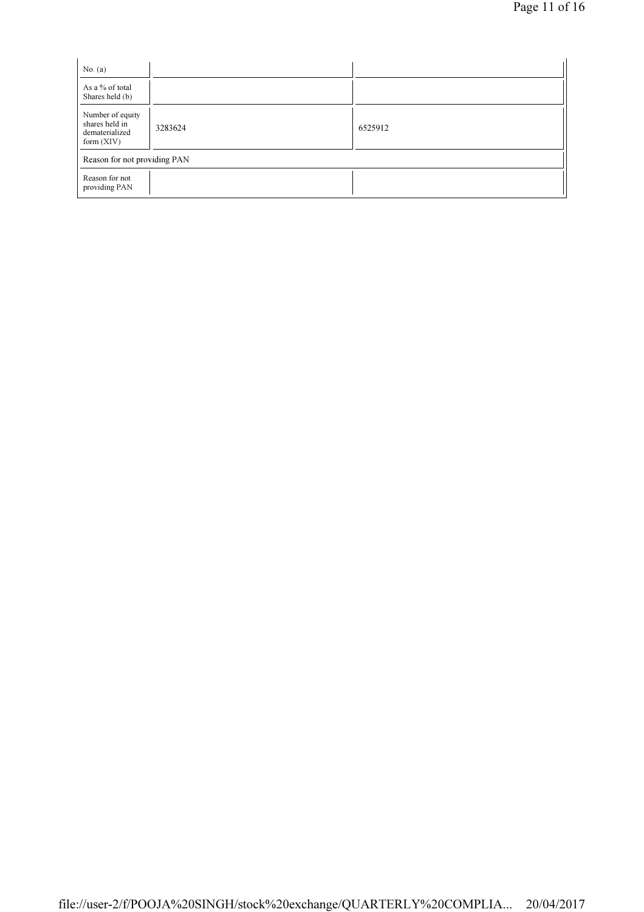| No. (a) | | |
| --- | --- | --- |
| As a % of total Shares held (b) | | |
| Number of equity shares held in dematerialized form (XIV) | 3283624 | 6525912 |
| Reason for not providing PAN | | |
| Reason for not providing PAN | | |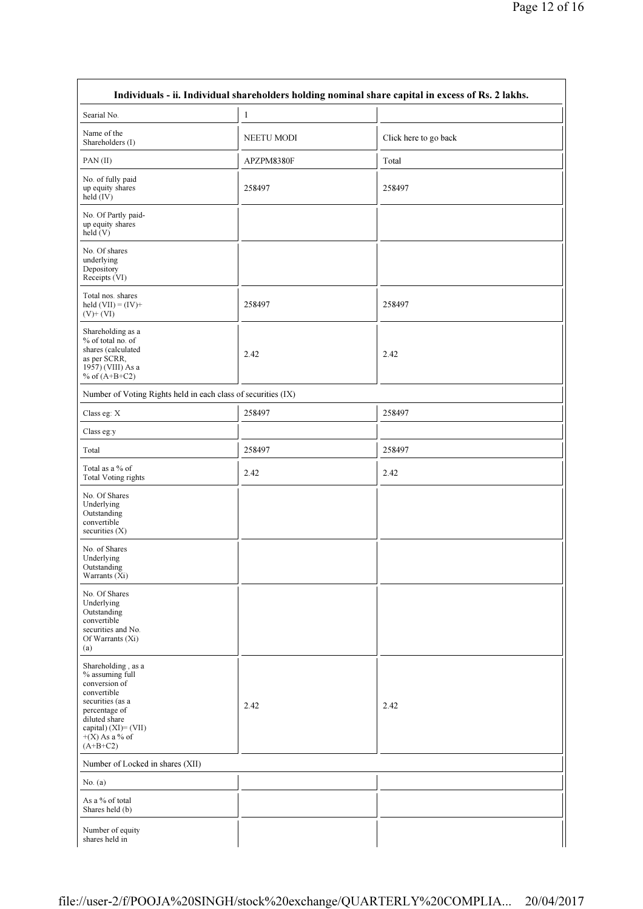| Individuals - ii. Individual shareholders holding nominal share capital in excess of Rs. 2 lakhs. | | |
|---|---|---|
| Searial No. | 1 | |
| Name of the Shareholders (I) | NEETU MODI | Click here to go back |
| PAN (II) | APZPM8380F | Total |
| No. of fully paid up equity shares held (IV) | 258497 | 258497 |
| No. Of Partly paid-up equity shares held (V) | | |
| No. Of shares underlying Depository Receipts (VI) | | |
| Total nos. shares held (VII) = (IV)+ (V)+ (VI) | 258497 | 258497 |
| Shareholding as a % of total no. of shares (calculated as per SCRR, 1957) (VIII) As a % of (A+B+C2) | 2.42 | 2.42 |
| Number of Voting Rights held in each class of securities (IX) | | |
| Class eg: X | 258497 | 258497 |
| Class eg:y | | |
| Total | 258497 | 258497 |
| Total as a % of Total Voting rights | 2.42 | 2.42 |
| No. Of Shares Underlying Outstanding convertible securities (X) | | |
| No. of Shares Underlying Outstanding Warrants (Xi) | | |
| No. Of Shares Underlying Outstanding convertible securities and No. Of Warrants (Xi) (a) | | |
| Shareholding , as a % assuming full conversion of convertible securities (as a percentage of diluted share capital) (XI)= (VII) +(X) As a % of (A+B+C2) | 2.42 | 2.42 |
| Number of Locked in shares (XII) | | |
| No. (a) | | |
| As a % of total Shares held (b) | | |
| Number of equity shares held in | | |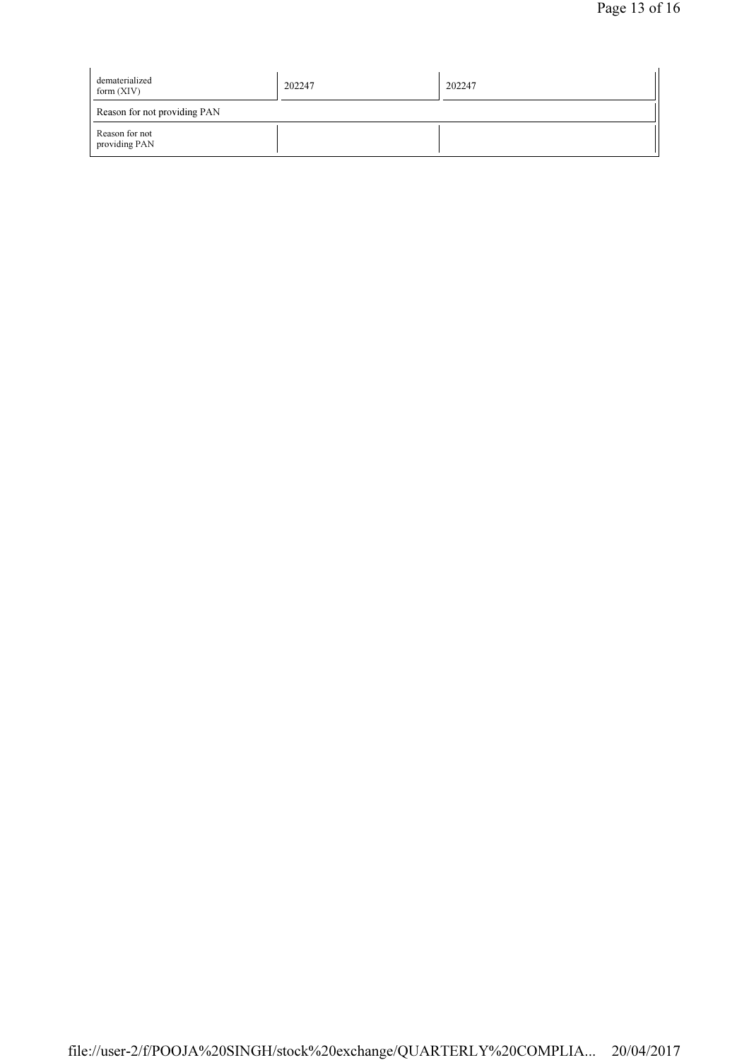| | | |
|---|---|---|
| dematerialized form (XIV) | 202247 | 202247 |
| Reason for not providing PAN | | |
| Reason for not providing PAN | | |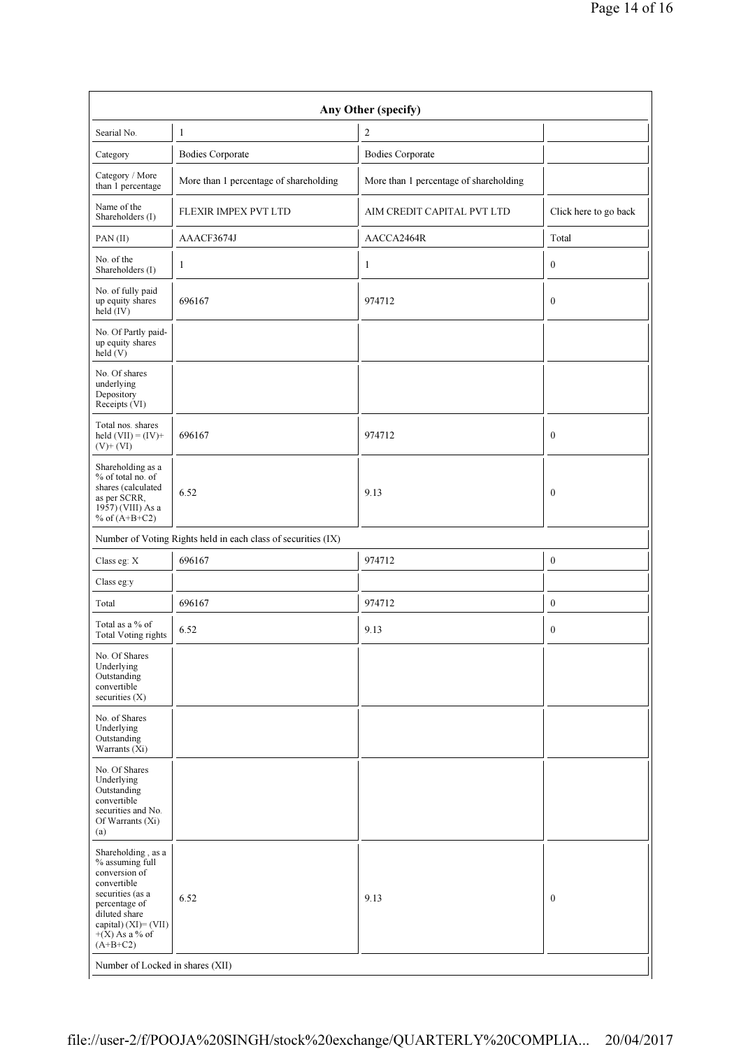| Any Other (specify) | | | |
|---|---|---|---|
| Searial No. | 1 | 2 | |
| Category | Bodies Corporate | Bodies Corporate | |
| Category / More than 1 percentage | More than 1 percentage of shareholding | More than 1 percentage of shareholding | |
| Name of the Shareholders (I) | FLEXIR IMPEX PVT LTD | AIM CREDIT CAPITAL PVT LTD | Click here to go back |
| PAN (II) | AAACF3674J | AACCA2464R | Total |
| No. of the Shareholders (I) | 1 | 1 | 0 |
| No. of fully paid up equity shares held (IV) | 696167 | 974712 | 0 |
| No. Of Partly paid-up equity shares held (V) | | | |
| No. Of shares underlying Depository Receipts (VI) | | | |
| Total nos. shares held (VII) = (IV)+ (V)+ (VI) | 696167 | 974712 | 0 |
| Shareholding as a % of total no. of shares (calculated as per SCRR, 1957) (VIII) As a % of (A+B+C2) | 6.52 | 9.13 | 0 |
| Number of Voting Rights held in each class of securities (IX) | | | |
| Class eg: X | 696167 | 974712 | 0 |
| Class eg:y | | | |
| Total | 696167 | 974712 | 0 |
| Total as a % of Total Voting rights | 6.52 | 9.13 | 0 |
| No. Of Shares Underlying Outstanding convertible securities (X) | | | |
| No. of Shares Underlying Outstanding Warrants (Xi) | | | |
| No. Of Shares Underlying Outstanding convertible securities and No. Of Warrants (Xi) (a) | | | |
| Shareholding , as a % assuming full conversion of convertible securities (as a percentage of diluted share capital) (XI)= (VII) +(X) As a % of (A+B+C2) | 6.52 | 9.13 | 0 |
| Number of Locked in shares (XII) | | | |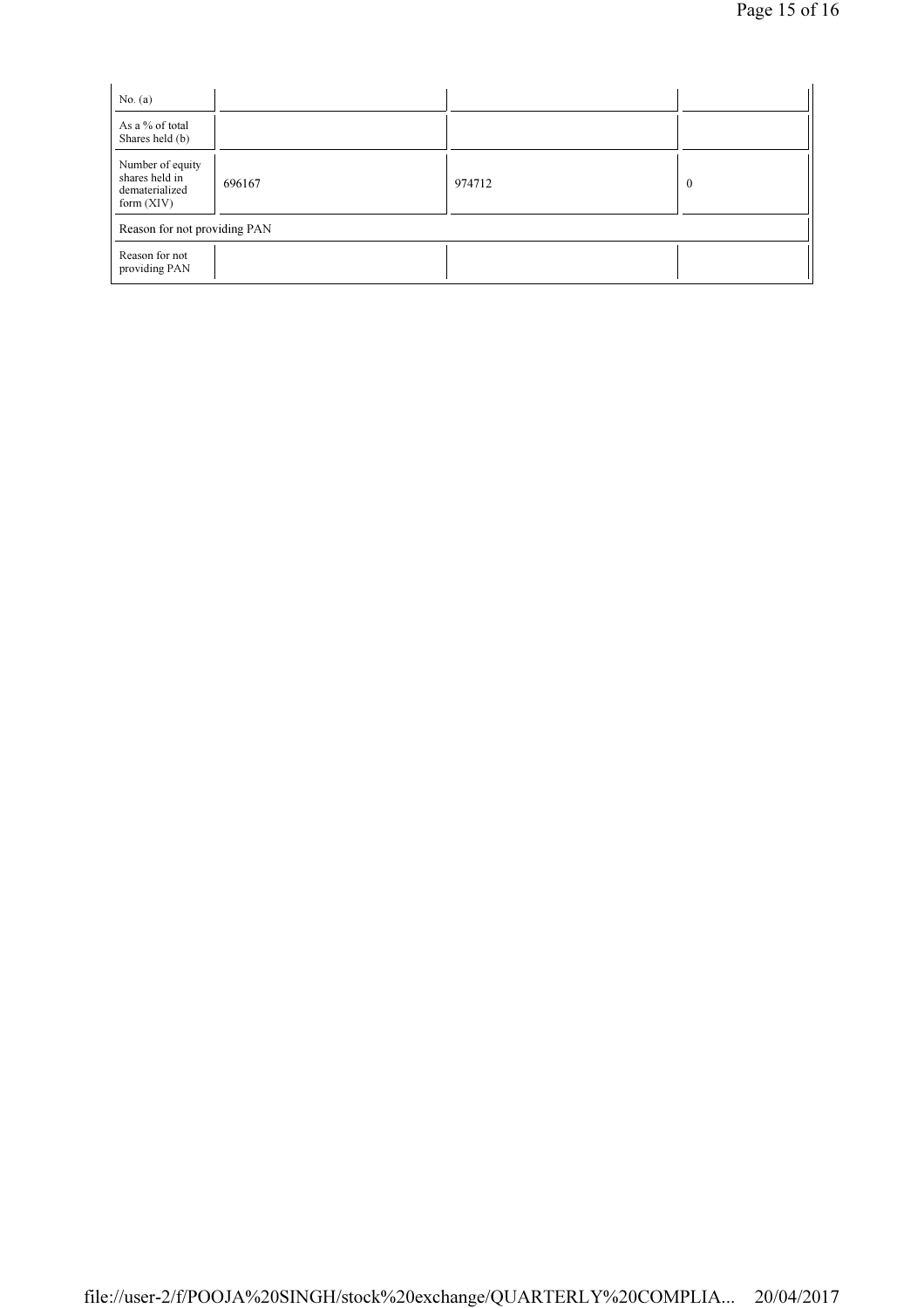| | | | |
|---|---|---|---|
| No. (a) | | | |
| As a % of total Shares held (b) | | | |
| Number of equity shares held in dematerialized form (XIV) | 696167 | 974712 | 0 |
| Reason for not providing PAN | | | |
| Reason for not providing PAN | | | |